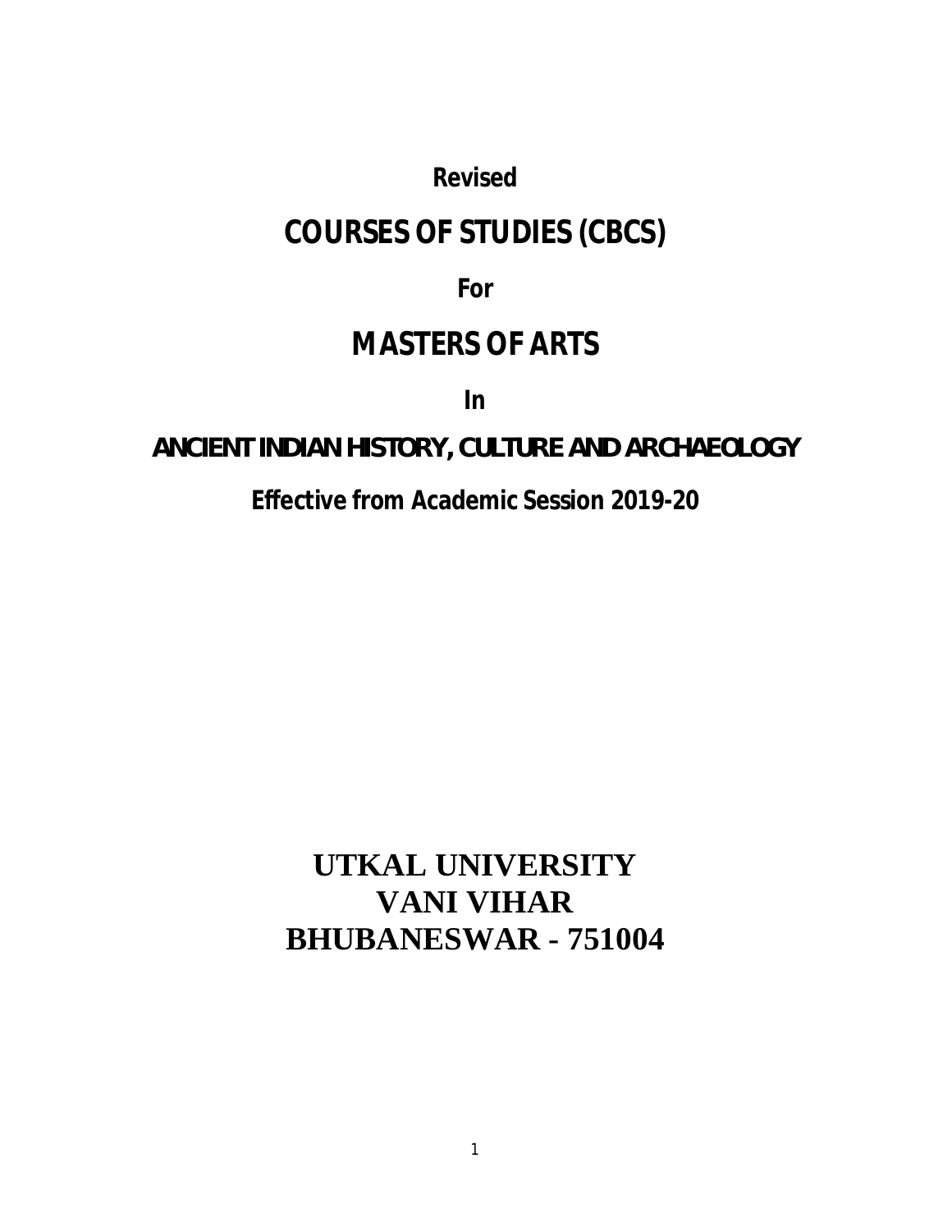**Revised**

# COURSES OF STUDIES (CBCS)

**For**

# MASTERS OF ARTS

**In**

## ANCIENT INDIAN HISTORY, CULTURE AND ARCHAEOLOGY

**Effective from Academic Session 2019-20**

## UTKAL UNIVERSITY
## VANI VIHAR
## BHUBANESWAR - 751004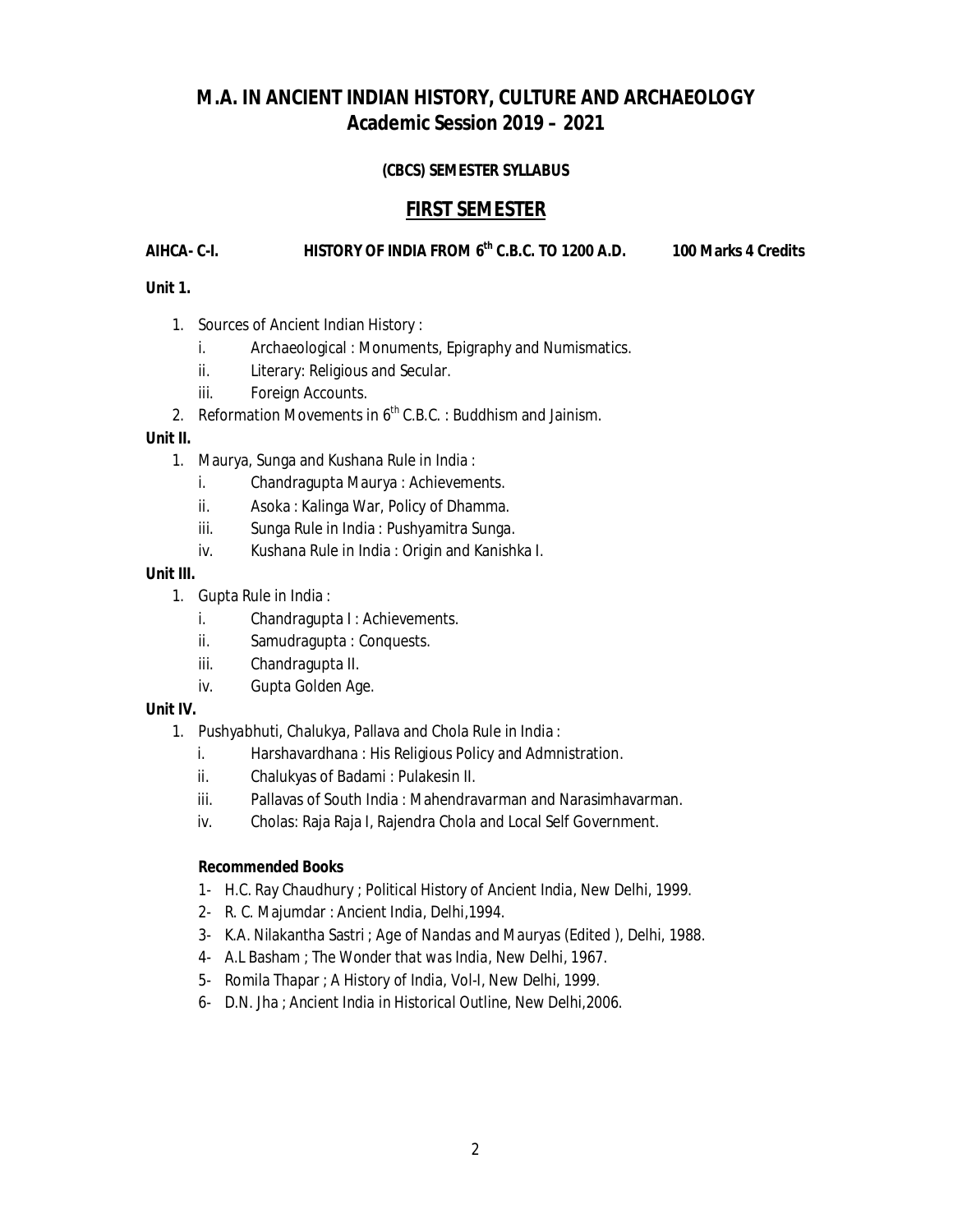# M.A. IN ANCIENT INDIAN HISTORY, CULTURE AND ARCHAEOLOGY
## Academic Session 2019 – 2021

**(CBCS) SEMESTER SYLLABUS**

## FIRST SEMESTER

**AIHCA- C-I. HISTORY OF INDIA FROM 6th C.B.C. TO 1200 A.D. 100 Marks 4 Credits**

**Unit 1.**

1. Sources of Ancient Indian History :
   - i. Archaeological : Monuments, Epigraphy and Numismatics.
   - ii. Literary: Religious and Secular.
   - iii. Foreign Accounts.
2. Reformation Movements in 6th C.B.C. : Buddhism and Jainism.

**Unit II.**

1. Maurya, Sunga and Kushana Rule in India :
   - i. Chandragupta Maurya : Achievements.
   - ii. Asoka : Kalinga War, Policy of Dhamma.
   - iii. Sunga Rule in India : Pushyamitra Sunga.
   - iv. Kushana Rule in India : Origin and Kanishka I.

**Unit III.**

1. Gupta Rule in India :
   - i. Chandragupta I : Achievements.
   - ii. Samudragupta : Conquests.
   - iii. Chandragupta II.
   - iv. Gupta Golden Age.

**Unit IV.**

1. Pushyabhuti, Chalukya, Pallava and Chola Rule in India :
   - i. Harshavardhana : His Religious Policy and Admnistration.
   - ii. Chalukyas of Badami : Pulakesin II.
   - iii. Pallavas of South India : Mahendravarman and Narasimhavarman.
   - iv. Cholas: Raja Raja I, Rajendra Chola and Local Self Government.

**Recommended Books**

1- H.C. Ray Chaudhury ; Political History of Ancient India, New Delhi, 1999.
2- R. C. Majumdar : Ancient India, Delhi,1994.
3- K.A. Nilakantha Sastri ; Age of Nandas and Mauryas (Edited ), Delhi, 1988.
4- A.L Basham ; The Wonder that was India, New Delhi, 1967.
5- Romila Thapar ; A History of India, Vol-I, New Delhi, 1999.
6- D.N. Jha ; Ancient India in Historical Outline, New Delhi,2006.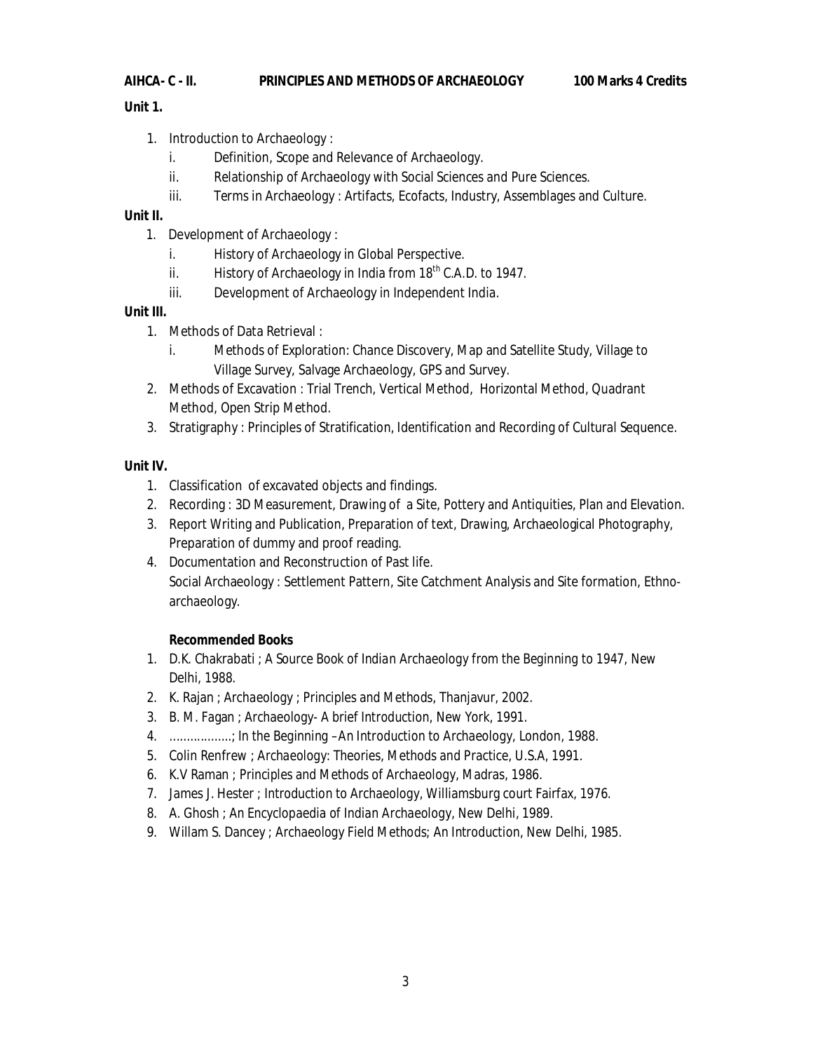**AIHCA- C - II. PRINCIPLES AND METHODS OF ARCHAEOLOGY 100 Marks 4 Credits**

**Unit 1.**

1. Introduction to Archaeology :
   - i. Definition, Scope and Relevance of Archaeology.
   - ii. Relationship of Archaeology with Social Sciences and Pure Sciences.
   - iii. Terms in Archaeology : Artifacts, Ecofacts, Industry, Assemblages and Culture.

**Unit II.**

1. Development of Archaeology :
   - i. History of Archaeology in Global Perspective.
   - ii. History of Archaeology in India from 18th C.A.D. to 1947.
   - iii. Development of Archaeology in Independent India.

**Unit III.**

1. Methods of Data Retrieval :
   - i. Methods of Exploration: Chance Discovery, Map and Satellite Study, Village to Village Survey, Salvage Archaeology, GPS and Survey.
2. Methods of Excavation : Trial Trench, Vertical Method, Horizontal Method, Quadrant Method, Open Strip Method.
3. Stratigraphy : Principles of Stratification, Identification and Recording of Cultural Sequence.

**Unit IV.**

1. Classification of excavated objects and findings.
2. Recording : 3D Measurement, Drawing of a Site, Pottery and Antiquities, Plan and Elevation.
3. Report Writing and Publication, Preparation of text, Drawing, Archaeological Photography, Preparation of dummy and proof reading.
4. Documentation and Reconstruction of Past life.
   Social Archaeology : Settlement Pattern, Site Catchment Analysis and Site formation, Ethno-archaeology.

**Recommended Books**

1. D.K. Chakrabati ; A Source Book of Indian Archaeology from the Beginning to 1947, New Delhi, 1988.
2. K. Rajan ; Archaeology ; Principles and Methods, Thanjavur, 2002.
3. B. M. Fagan ; Archaeology- A brief Introduction, New York, 1991.
4. .................; In the Beginning –An Introduction to Archaeology, London, 1988.
5. Colin Renfrew ; Archaeology: Theories, Methods and Practice, U.S.A, 1991.
6. K.V Raman ; Principles and Methods of Archaeology, Madras, 1986.
7. James J. Hester ; Introduction to Archaeology, Williamsburg court Fairfax, 1976.
8. A. Ghosh ; An Encyclopaedia of Indian Archaeology, New Delhi, 1989.
9. Willam S. Dancey ; Archaeology Field Methods; An Introduction, New Delhi, 1985.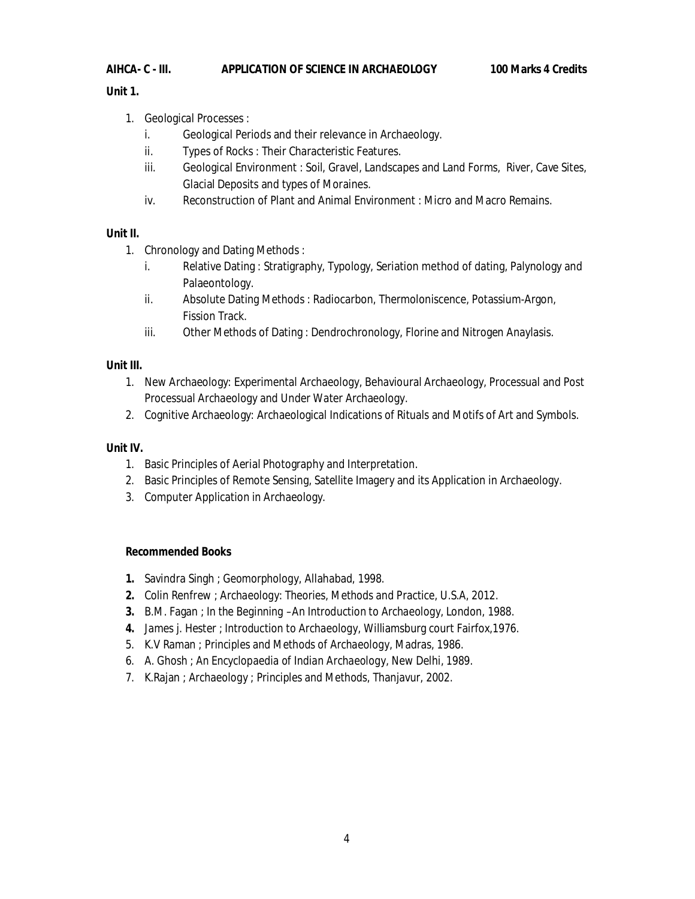**AIHCA- C - III. APPLICATION OF SCIENCE IN ARCHAEOLOGY 100 Marks 4 Credits**

**Unit 1.**

1. Geological Processes :
   i. Geological Periods and their relevance in Archaeology.
   ii. Types of Rocks : Their Characteristic Features.
   iii. Geological Environment : Soil, Gravel, Landscapes and Land Forms, River, Cave Sites, Glacial Deposits and types of Moraines.
   iv. Reconstruction of Plant and Animal Environment : Micro and Macro Remains.

**Unit II.**

1. Chronology and Dating Methods :
   i. Relative Dating : Stratigraphy, Typology, Seriation method of dating, Palynology and Palaeontology.
   ii. Absolute Dating Methods : Radiocarbon, Thermoloniscence, Potassium-Argon, Fission Track.
   iii. Other Methods of Dating : Dendrochronology, Florine and Nitrogen Anaylasis.

**Unit III.**

1. New Archaeology: Experimental Archaeology, Behavioural Archaeology, Processual and Post Processual Archaeology and Under Water Archaeology.
2. Cognitive Archaeology: Archaeological Indications of Rituals and Motifs of Art and Symbols.

**Unit IV.**

1. Basic Principles of Aerial Photography and Interpretation.
2. Basic Principles of Remote Sensing, Satellite Imagery and its Application in Archaeology.
3. Computer Application in Archaeology.

**Recommended Books**

1. Savindra Singh ; Geomorphology, Allahabad, 1998.
2. Colin Renfrew ; Archaeology: Theories, Methods and Practice, U.S.A, 2012.
3. B.M. Fagan ; In the Beginning –An Introduction to Archaeology, London, 1988.
4. James j. Hester ; Introduction to Archaeology, Williamsburg court Fairfox,1976.
5. K.V Raman ; Principles and Methods of Archaeology, Madras, 1986.
6. A. Ghosh ; An Encyclopaedia of Indian Archaeology, New Delhi, 1989.
7. K.Rajan ; Archaeology ; Principles and Methods, Thanjavur, 2002.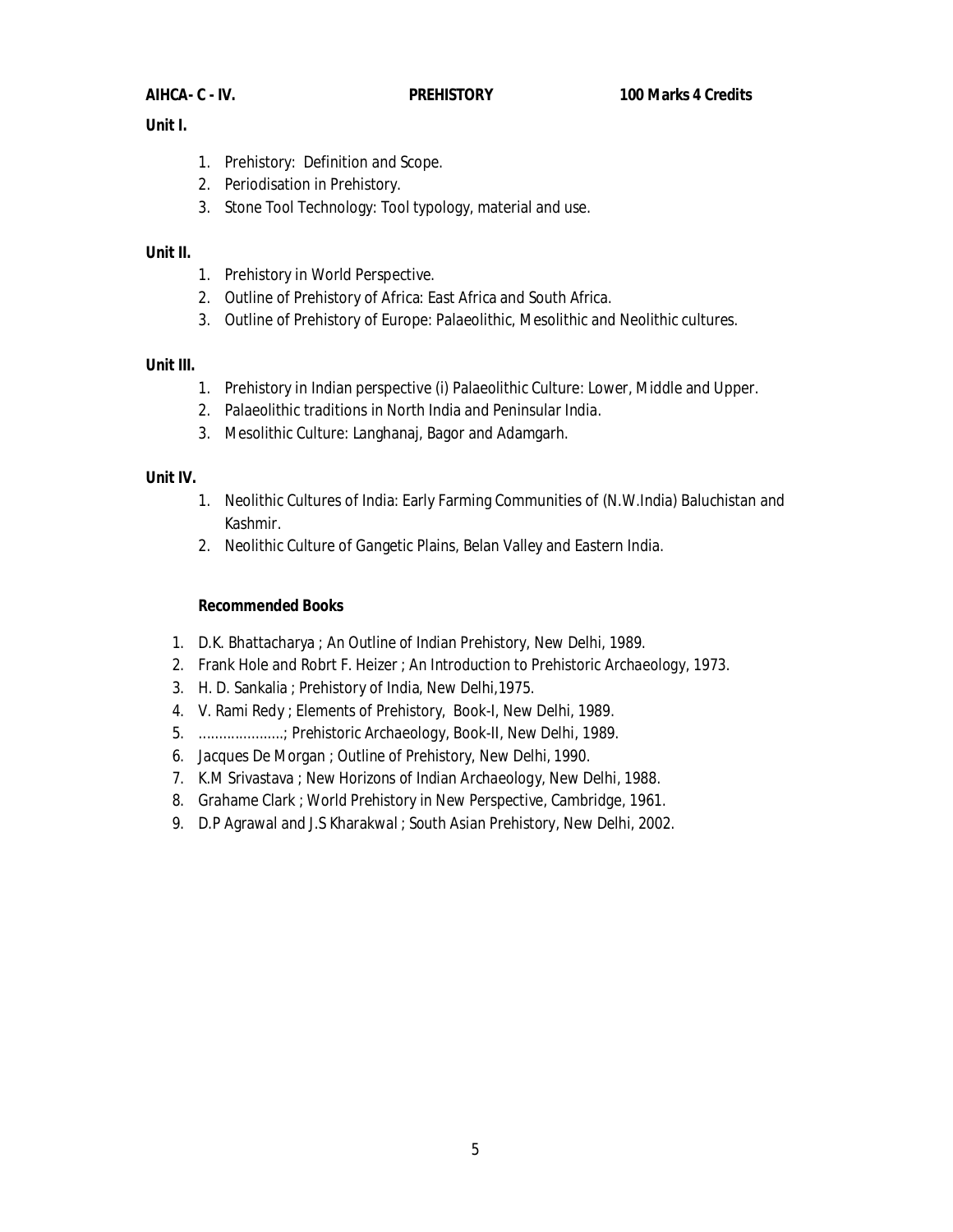**AIHCA- C - IV.** **PREHISTORY** **100 Marks 4 Credits**

**Unit I.**

1. Prehistory: Definition and Scope.
2. Periodisation in Prehistory.
3. Stone Tool Technology: Tool typology, material and use.

**Unit II.**

1. Prehistory in World Perspective.
2. Outline of Prehistory of Africa: East Africa and South Africa.
3. Outline of Prehistory of Europe: Palaeolithic, Mesolithic and Neolithic cultures.

**Unit III.**

1. Prehistory in Indian perspective (i) Palaeolithic Culture: Lower, Middle and Upper.
2. Palaeolithic traditions in North India and Peninsular India.
3. Mesolithic Culture: Langhanaj, Bagor and Adamgarh.

**Unit IV.**

1. Neolithic Cultures of India: Early Farming Communities of (N.W.India) Baluchistan and Kashmir.
2. Neolithic Culture of Gangetic Plains, Belan Valley and Eastern India.

**Recommended Books**

1. D.K. Bhattacharya ; An Outline of Indian Prehistory, New Delhi, 1989.
2. Frank Hole and Robrt F. Heizer ; An Introduction to Prehistoric Archaeology, 1973.
3. H. D. Sankalia ; Prehistory of India, New Delhi,1975.
4. V. Rami Redy ; Elements of Prehistory, Book-I, New Delhi, 1989.
5. ....................; Prehistoric Archaeology, Book-II, New Delhi, 1989.
6. Jacques De Morgan ; Outline of Prehistory, New Delhi, 1990.
7. K.M Srivastava ; New Horizons of Indian Archaeology, New Delhi, 1988.
8. Grahame Clark ; World Prehistory in New Perspective, Cambridge, 1961.
9. D.P Agrawal and J.S Kharakwal ; South Asian Prehistory, New Delhi, 2002.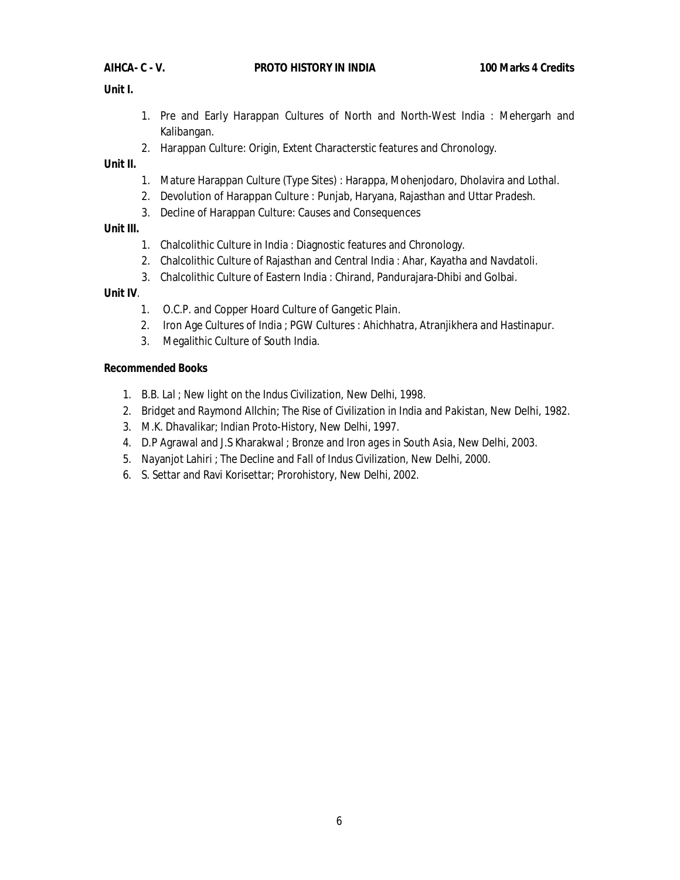**AIHCA- C - V.** **PROTO HISTORY IN INDIA** **100 Marks 4 Credits**

**Unit I.**

1. Pre and Early Harappan Cultures of North and North-West India : Mehergarh and Kalibangan.
2. Harappan Culture: Origin, Extent Characterstic features and Chronology.

**Unit II.**

1. Mature Harappan Culture (Type Sites) : Harappa, Mohenjodaro, Dholavira and Lothal.
2. Devolution of Harappan Culture : Punjab, Haryana, Rajasthan and Uttar Pradesh.
3. Decline of Harappan Culture: Causes and Consequences

**Unit III.**

1. Chalcolithic Culture in India : Diagnostic features and Chronology.
2. Chalcolithic Culture of Rajasthan and Central India : Ahar, Kayatha and Navdatoli.
3. Chalcolithic Culture of Eastern India : Chirand, Pandurajara-Dhibi and Golbai.

**Unit IV**.

1. O.C.P. and Copper Hoard Culture of Gangetic Plain.
2. Iron Age Cultures of India ; PGW Cultures : Ahichhatra, Atranjikhera and Hastinapur.
3. Megalithic Culture of South India.

**Recommended Books**

1. B.B. Lal ; New light on the Indus Civilization, New Delhi, 1998.
2. Bridget and Raymond Allchin; The Rise of Civilization in India and Pakistan, New Delhi, 1982.
3. M.K. Dhavalikar; Indian Proto-History, New Delhi, 1997.
4. D.P Agrawal and J.S Kharakwal ; Bronze and Iron ages in South Asia, New Delhi, 2003.
5. Nayanjot Lahiri ; The Decline and Fall of Indus Civilization, New Delhi, 2000.
6. S. Settar and Ravi Korisettar; Prorohistory, New Delhi, 2002.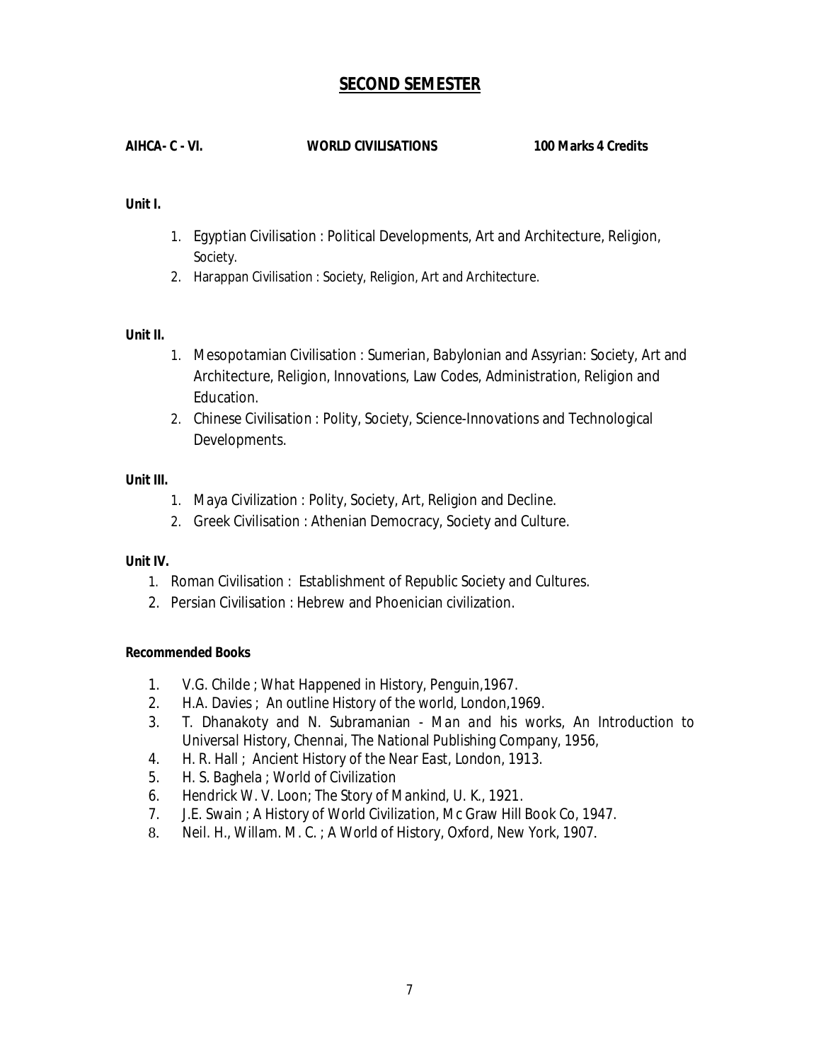# SECOND SEMESTER

**AIHCA- C - VI. WORLD CIVILISATIONS 100 Marks 4 Credits**

**Unit I.**

1. Egyptian Civilisation : Political Developments, Art and Architecture, Religion, Society.
2. Harappan Civilisation : Society, Religion, Art and Architecture.

**Unit II.**

1. Mesopotamian Civilisation : Sumerian, Babylonian and Assyrian: Society, Art and Architecture, Religion, Innovations, Law Codes, Administration, Religion and Education.
2. Chinese Civilisation : Polity, Society, Science-Innovations and Technological Developments.

**Unit III.**

1. Maya Civilization : Polity, Society, Art, Religion and Decline.
2. Greek Civilisation : Athenian Democracy, Society and Culture.

**Unit IV.**

1. Roman Civilisation : Establishment of Republic Society and Cultures.
2. Persian Civilisation : Hebrew and Phoenician civilization.

**Recommended Books**

1. V.G. Childe ; What Happened in History, Penguin,1967.
2. H.A. Davies ; An outline History of the world, London,1969.
3. T. Dhanakoty and N. Subramanian - Man and his works, An Introduction to Universal History, Chennai, The National Publishing Company, 1956,
4. H. R. Hall ; Ancient History of the Near East, London, 1913.
5. H. S. Baghela ; World of Civilization
6. Hendrick W. V. Loon; The Story of Mankind, U. K., 1921.
7. J.E. Swain ; A History of World Civilization, Mc Graw Hill Book Co, 1947.
8. Neil. H., Willam. M. C. ; A World of History, Oxford, New York, 1907.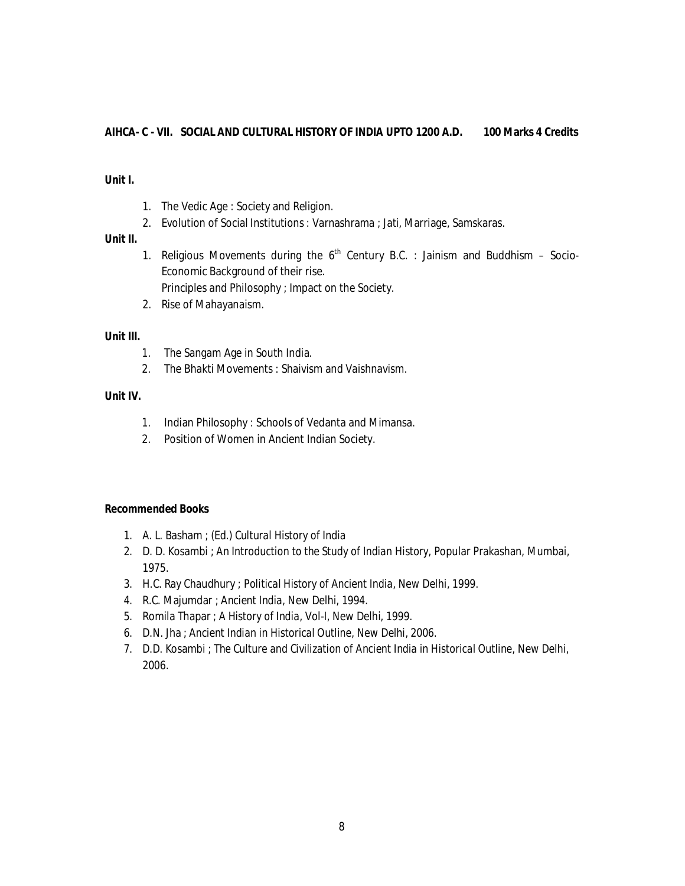**AIHCA- C - VII. SOCIAL AND CULTURAL HISTORY OF INDIA UPTO 1200 A.D. 100 Marks 4 Credits**

**Unit I.**

1. The Vedic Age : Society and Religion.
2. Evolution of Social Institutions : Varnashrama ; Jati, Marriage, Samskaras.

**Unit II.**

1. Religious Movements during the 6th Century B.C. : Jainism and Buddhism – Socio-Economic Background of their rise.
   Principles and Philosophy ; Impact on the Society.
2. Rise of Mahayanaism.

**Unit III.**

1. The Sangam Age in South India.
2. The Bhakti Movements : Shaivism and Vaishnavism.

**Unit IV.**

1. Indian Philosophy : Schools of Vedanta and Mimansa.
2. Position of Women in Ancient Indian Society.

**Recommended Books**

1. A. L. Basham ; (Ed.) Cultural History of India
2. D. D. Kosambi ; An Introduction to the Study of Indian History, Popular Prakashan, Mumbai, 1975.
3. H.C. Ray Chaudhury ; Political History of Ancient India, New Delhi, 1999.
4. R.C. Majumdar ; Ancient India, New Delhi, 1994.
5. Romila Thapar ; A History of India, Vol-I, New Delhi, 1999.
6. D.N. Jha ; Ancient Indian in Historical Outline, New Delhi, 2006.
7. D.D. Kosambi ; The Culture and Civilization of Ancient India in Historical Outline, New Delhi, 2006.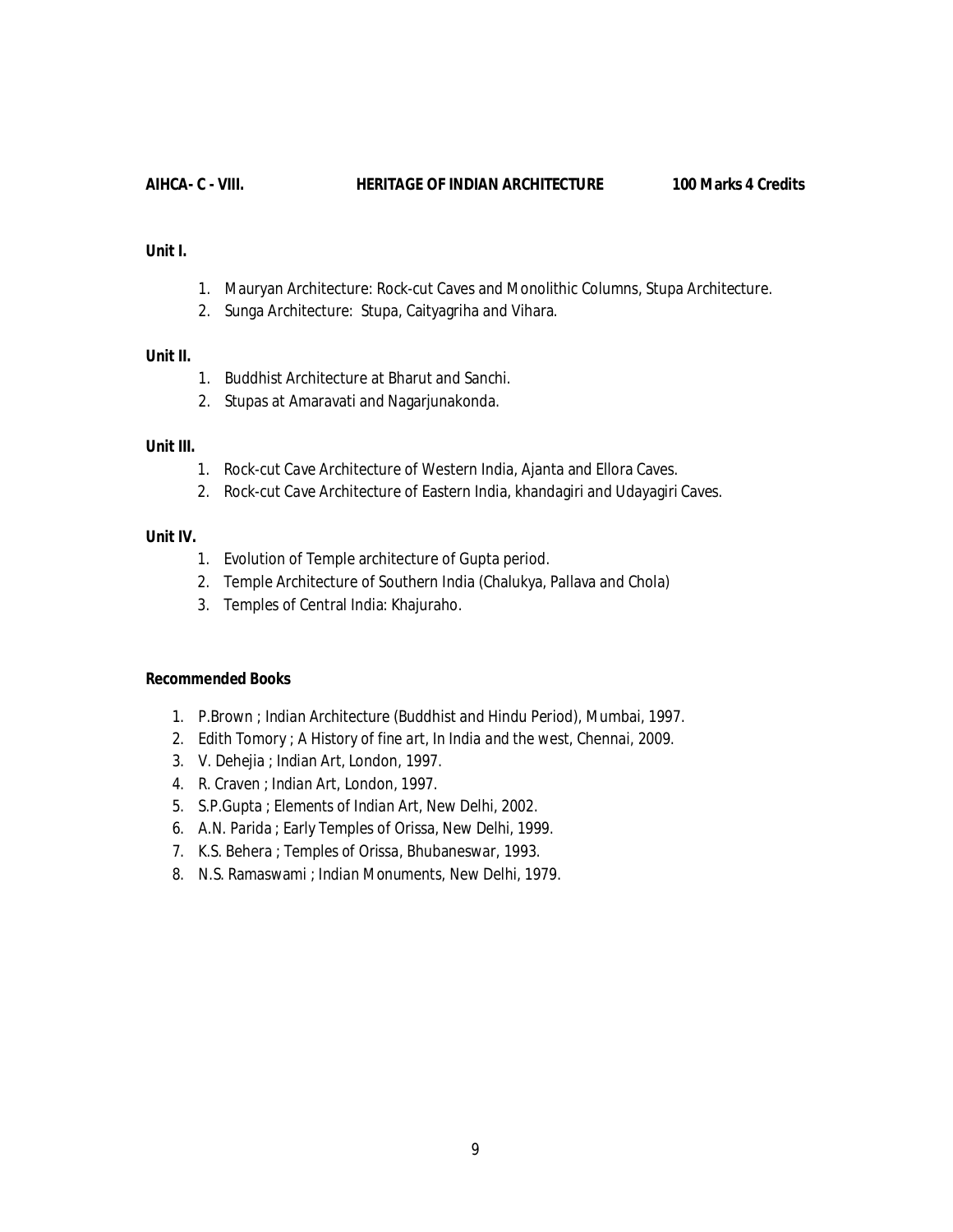**AIHCA- C - VIII. HERITAGE OF INDIAN ARCHITECTURE 100 Marks 4 Credits**

**Unit I.**

1. Mauryan Architecture: Rock-cut Caves and Monolithic Columns, Stupa Architecture.
2. Sunga Architecture: Stupa, Caityagriha and Vihara.

**Unit II.**

1. Buddhist Architecture at Bharut and Sanchi.
2. Stupas at Amaravati and Nagarjunakonda.

**Unit III.**

1. Rock-cut Cave Architecture of Western India, Ajanta and Ellora Caves.
2. Rock-cut Cave Architecture of Eastern India, khandagiri and Udayagiri Caves.

**Unit IV.**

1. Evolution of Temple architecture of Gupta period.
2. Temple Architecture of Southern India (Chalukya, Pallava and Chola)
3. Temples of Central India: Khajuraho.

**Recommended Books**

1. P.Brown ; Indian Architecture (Buddhist and Hindu Period), Mumbai, 1997.
2. Edith Tomory ; A History of fine art, In India and the west, Chennai, 2009.
3. V. Dehejia ; Indian Art, London, 1997.
4. R. Craven ; Indian Art, London, 1997.
5. S.P.Gupta ; Elements of Indian Art, New Delhi, 2002.
6. A.N. Parida ; Early Temples of Orissa, New Delhi, 1999.
7. K.S. Behera ; Temples of Orissa, Bhubaneswar, 1993.
8. N.S. Ramaswami ; Indian Monuments, New Delhi, 1979.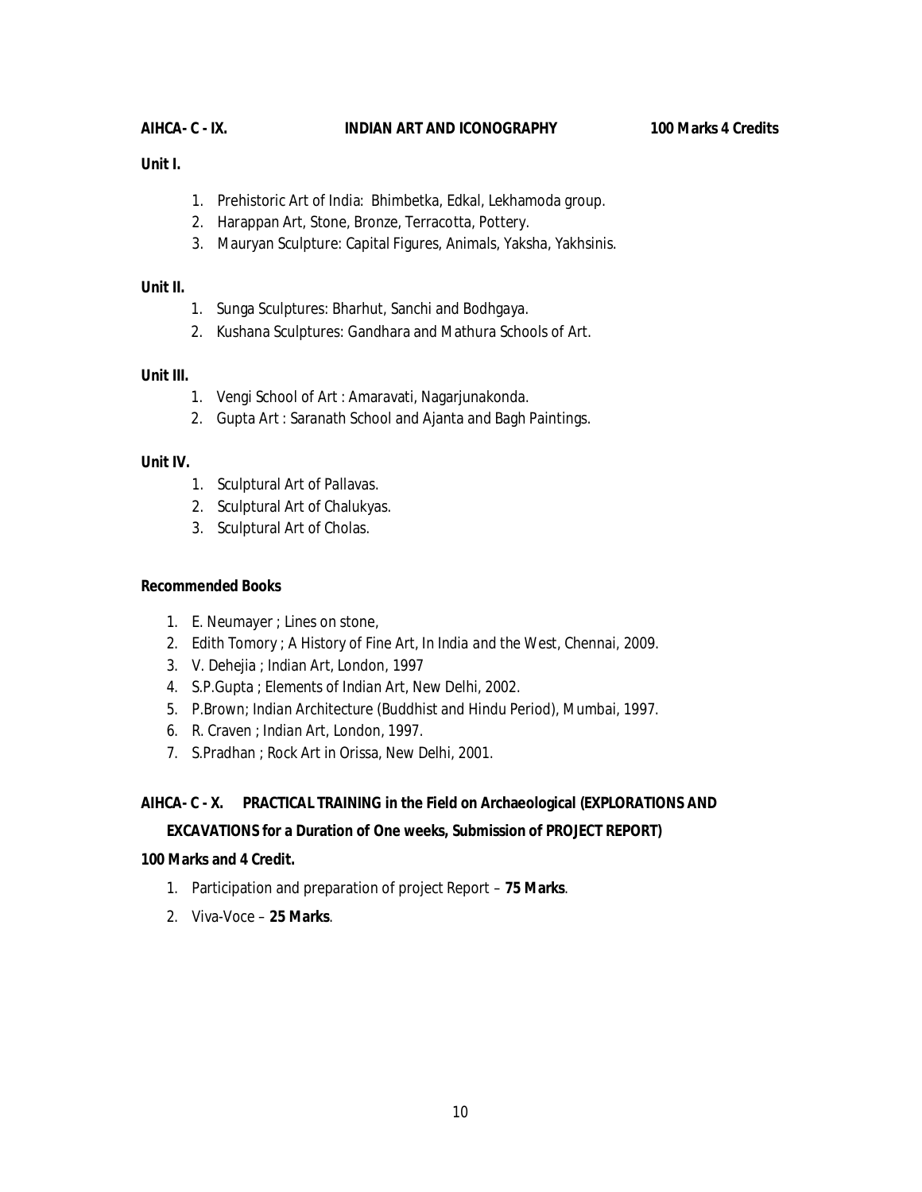**AIHCA- C - IX. INDIAN ART AND ICONOGRAPHY 100 Marks 4 Credits**

**Unit I.**

1. Prehistoric Art of India: Bhimbetka, Edkal, Lekhamoda group.
2. Harappan Art, Stone, Bronze, Terracotta, Pottery.
3. Mauryan Sculpture: Capital Figures, Animals, Yaksha, Yakhsinis.

**Unit II.**

1. Sunga Sculptures: Bharhut, Sanchi and Bodhgaya.
2. Kushana Sculptures: Gandhara and Mathura Schools of Art.

**Unit III.**

1. Vengi School of Art : Amaravati, Nagarjunakonda.
2. Gupta Art : Saranath School and Ajanta and Bagh Paintings.

**Unit IV.**

1. Sculptural Art of Pallavas.
2. Sculptural Art of Chalukyas.
3. Sculptural Art of Cholas.

**Recommended Books**

1. E. Neumayer ; Lines on stone,
2. Edith Tomory ; A History of Fine Art, In India and the West, Chennai, 2009.
3. V. Dehejia ; Indian Art, London, 1997
4. S.P.Gupta ; Elements of Indian Art, New Delhi, 2002.
5. P.Brown; Indian Architecture (Buddhist and Hindu Period), Mumbai, 1997.
6. R. Craven ; Indian Art, London, 1997.
7. S.Pradhan ; Rock Art in Orissa, New Delhi, 2001.

**AIHCA- C - X. PRACTICAL TRAINING in the Field on Archaeological (EXPLORATIONS AND EXCAVATIONS for a Duration of One weeks, Submission of PROJECT REPORT)**

**100 Marks and 4 Credit.**

1. Participation and preparation of project Report – **75 Marks**.
2. Viva-Voce – **25 Marks**.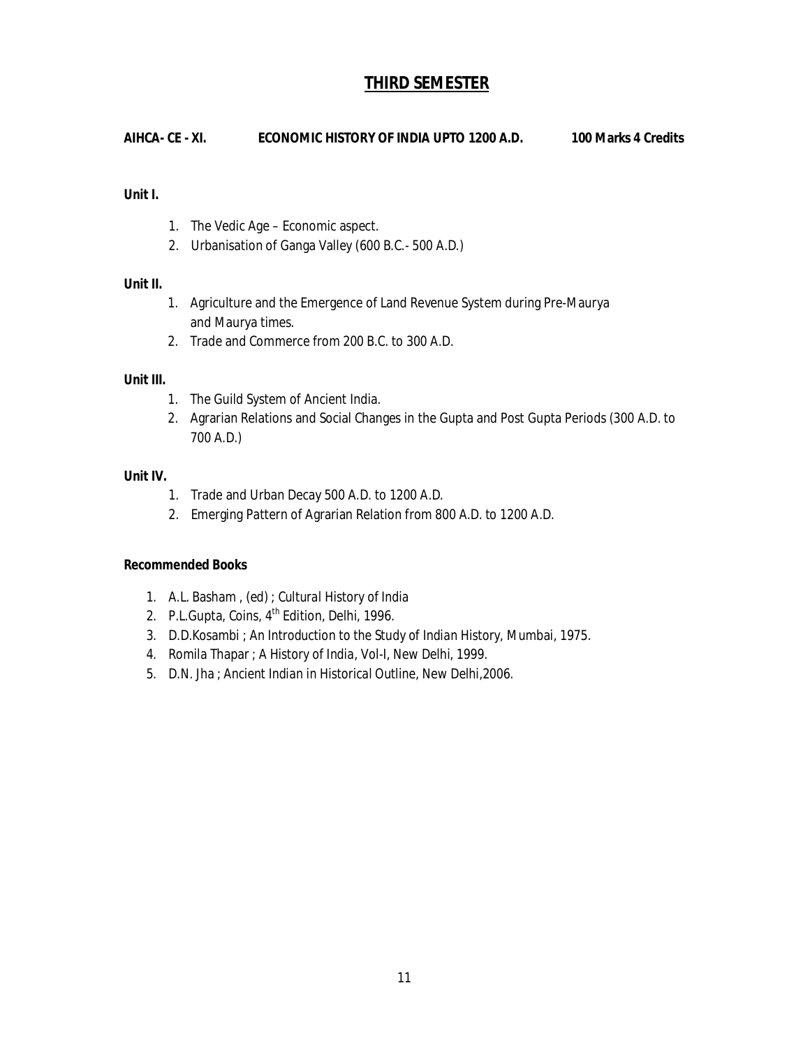# THIRD SEMESTER

**AIHCA- CE - XI. ECONOMIC HISTORY OF INDIA UPTO 1200 A.D. 100 Marks 4 Credits**

**Unit I.**

1. The Vedic Age – Economic aspect.
2. Urbanisation of Ganga Valley (600 B.C.- 500 A.D.)

**Unit II.**

1. Agriculture and the Emergence of Land Revenue System during Pre-Maurya and Maurya times.
2. Trade and Commerce from 200 B.C. to 300 A.D.

**Unit III.**

1. The Guild System of Ancient India.
2. Agrarian Relations and Social Changes in the Gupta and Post Gupta Periods (300 A.D. to 700 A.D.)

**Unit IV.**

1. Trade and Urban Decay 500 A.D. to 1200 A.D.
2. Emerging Pattern of Agrarian Relation from 800 A.D. to 1200 A.D.

**Recommended Books**

1. A.L. Basham , (ed) ; Cultural History of India
2. P.L.Gupta, Coins, 4th Edition, Delhi, 1996.
3. D.D.Kosambi ; An Introduction to the Study of Indian History, Mumbai, 1975.
4. Romila Thapar ; A History of India, Vol-I, New Delhi, 1999.
5. D.N. Jha ; Ancient Indian in Historical Outline, New Delhi,2006.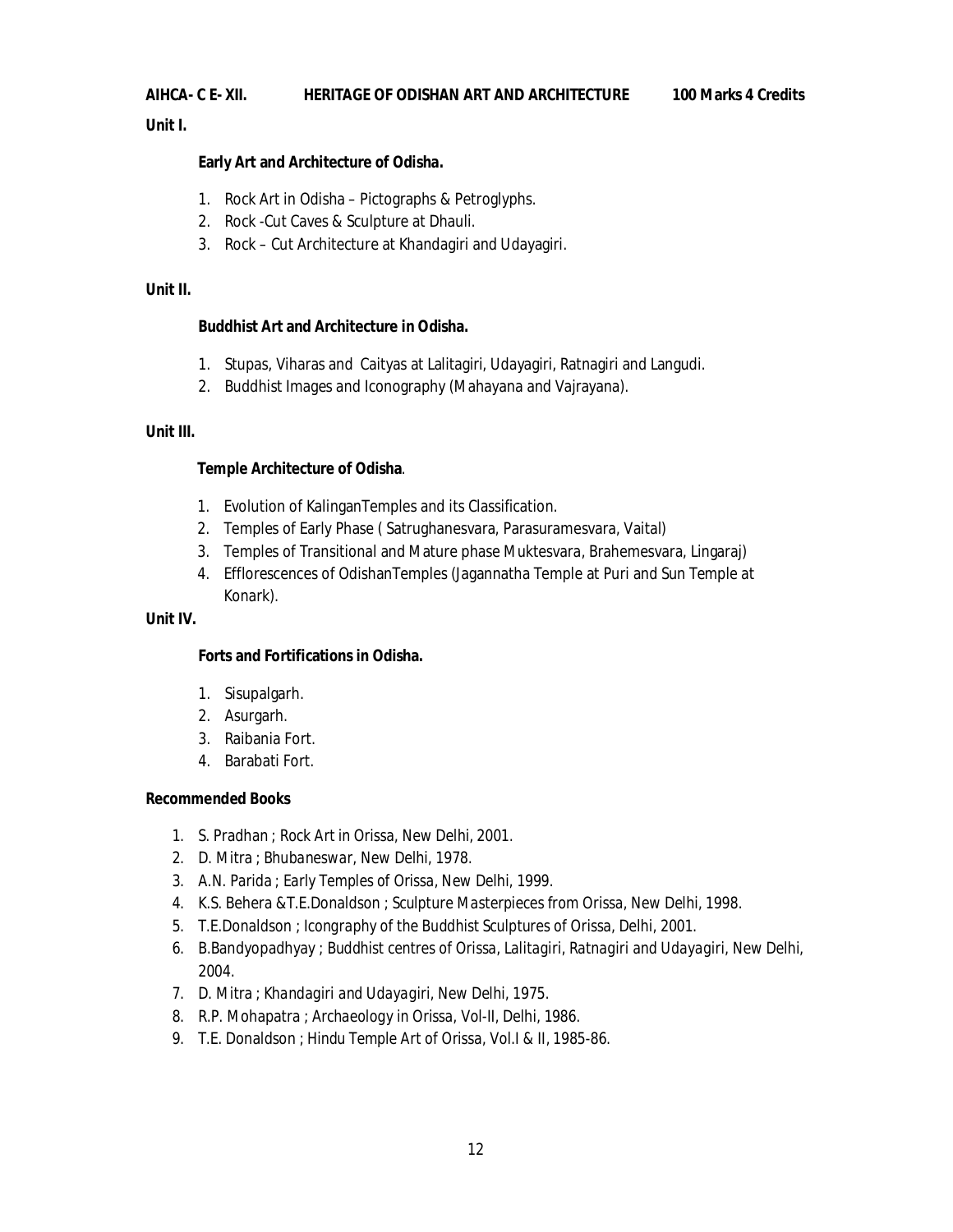**AIHCA- C E- XII. HERITAGE OF ODISHAN ART AND ARCHITECTURE 100 Marks 4 Credits**

**Unit I.**

**Early Art and Architecture of Odisha.**

1. Rock Art in Odisha – Pictographs & Petroglyphs.
2. Rock -Cut Caves & Sculpture at Dhauli.
3. Rock – Cut Architecture at Khandagiri and Udayagiri.

**Unit II.**

**Buddhist Art and Architecture in Odisha.**

1. Stupas, Viharas and Caityas at Lalitagiri, Udayagiri, Ratnagiri and Langudi.
2. Buddhist Images and Iconography (Mahayana and Vajrayana).

**Unit III.**

**Temple Architecture of Odisha**.

1. Evolution of KalinganTemples and its Classification.
2. Temples of Early Phase ( Satrughanesvara, Parasuramesvara, Vaital)
3. Temples of Transitional and Mature phase Muktesvara, Brahemesvara, Lingaraj)
4. Efflorescences of OdishanTemples (Jagannatha Temple at Puri and Sun Temple at Konark).

**Unit IV.**

**Forts and Fortifications in Odisha.**

1. Sisupalgarh.
2. Asurgarh.
3. Raibania Fort.
4. Barabati Fort.

**Recommended Books**

1. S. Pradhan ; *Rock Art in Orissa*, New Delhi, 2001.
2. D. Mitra ; *Bhubaneswar*, New Delhi, 1978.
3. A.N. Parida ; *Early Temples of Orissa*, New Delhi, 1999.
4. K.S. Behera &T.E.Donaldson ; *Sculpture Masterpieces from Orissa*, New Delhi, 1998.
5. T.E.Donaldson ; *Icongraphy of the Buddhist Sculptures of Orissa*, Delhi, 2001.
6. B.Bandyopadhyay ; *Buddhist centres of Orissa, Lalitagiri, Ratnagiri and Udayagiri*, New Delhi, 2004.
7. D. Mitra ; *Khandagiri and Udayagiri*, New Delhi, 1975.
8. R.P. Mohapatra ; *Archaeology in Orissa*, Vol-II, Delhi, 1986.
9. T.E. Donaldson ; *Hindu Temple Art of Orissa*, Vol.I & II, 1985-86.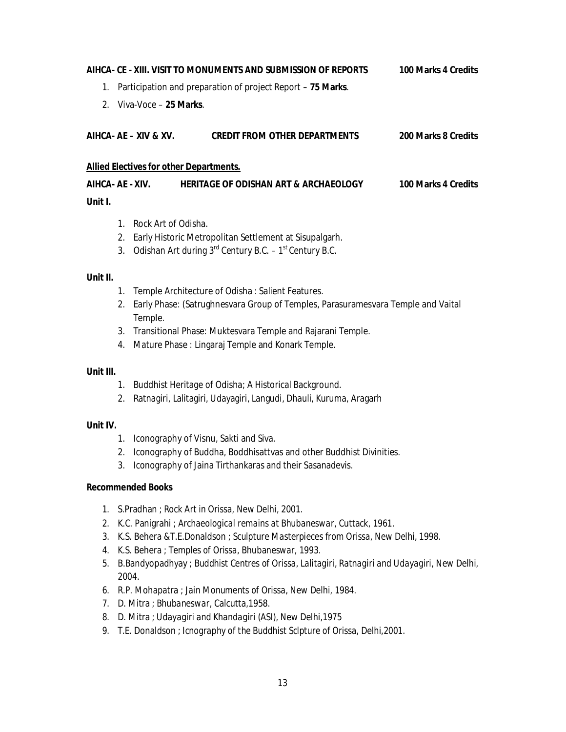**AIHCA- CE - XIII. VISIT TO MONUMENTS AND SUBMISSION OF REPORTS 100 Marks 4 Credits**

1. Participation and preparation of project Report – **75 Marks**.
2. Viva-Voce – **25 Marks**.

**AIHCA- AE – XIV & XV. CREDIT FROM OTHER DEPARTMENTS 200 Marks 8 Credits**

**Allied Electives for other Departments.**

**AIHCA- AE - XIV. HERITAGE OF ODISHAN ART & ARCHAEOLOGY 100 Marks 4 Credits**

**Unit I.**

1. Rock Art of Odisha.
2. Early Historic Metropolitan Settlement at Sisupalgarh.
3. Odishan Art during 3rd Century B.C. – 1st Century B.C.

**Unit II.**

1. Temple Architecture of Odisha : Salient Features.
2. Early Phase: (Satrughnesvara Group of Temples, Parasuramesvara Temple and Vaital Temple.
3. Transitional Phase: Muktesvara Temple and Rajarani Temple.
4. Mature Phase : Lingaraj Temple and Konark Temple.

**Unit III.**

1. Buddhist Heritage of Odisha; A Historical Background.
2. Ratnagiri, Lalitagiri, Udayagiri, Langudi, Dhauli, Kuruma, Aragarh

**Unit IV.**

1. Iconography of Visnu, Sakti and Siva.
2. Iconography of Buddha, Boddhisattvas and other Buddhist Divinities.
3. Iconography of Jaina Tirthankaras and their Sasanadevis.

**Recommended Books**

1. S.Pradhan ; *Rock Art in Orissa*, New Delhi, 2001.
2. K.C. Panigrahi ; *Archaeological remains at Bhubaneswar*, Cuttack, 1961.
3. K.S. Behera &T.E.Donaldson ; *Sculpture Masterpieces from Orissa*, New Delhi, 1998.
4. K.S. Behera ; *Temples of Orissa*, Bhubaneswar, 1993.
5. B.Bandyopadhyay ; *Buddhist Centres of Orissa, Lalitagiri, Ratnagiri and Udayagiri*, New Delhi, 2004.
6. R.P. Mohapatra ; *Jain Monuments of Orissa*, New Delhi, 1984.
7. D. Mitra ; *Bhubaneswar*, Calcutta,1958.
8. D. Mitra ; *Udayagiri and Khandagiri* (ASI), New Delhi,1975
9. T.E. Donaldson ; *Icnography of the Buddhist Sclpture of Orissa*, Delhi,2001.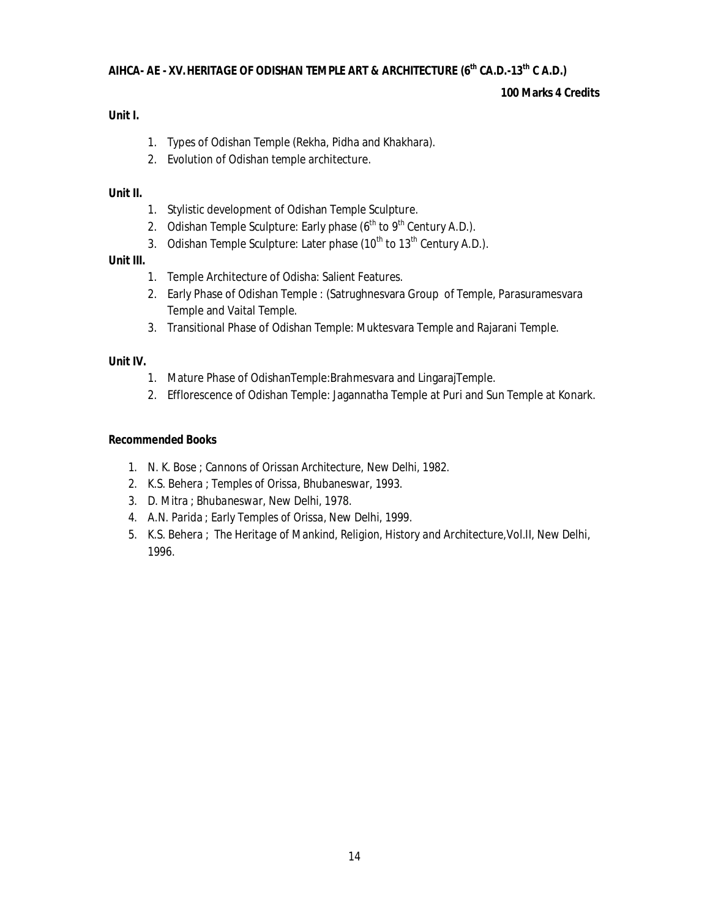## AIHCA- AE - XV. HERITAGE OF ODISHAN TEMPLE ART & ARCHITECTURE (6th CA.D.-13th C A.D.)

**100 Marks 4 Credits**

**Unit I.**

1. Types of Odishan Temple (Rekha, Pidha and Khakhara).
2. Evolution of Odishan temple architecture.

**Unit II.**

1. Stylistic development of Odishan Temple Sculpture.
2. Odishan Temple Sculpture: Early phase (6th to 9th Century A.D.).
3. Odishan Temple Sculpture: Later phase (10th to 13th Century A.D.).

**Unit III.**

1. Temple Architecture of Odisha: Salient Features.
2. Early Phase of Odishan Temple : (Satrughnesvara Group of Temple, Parasuramesvara Temple and Vaital Temple.
3. Transitional Phase of Odishan Temple: Muktesvara Temple and Rajarani Temple.

**Unit IV.**

1. Mature Phase of OdishanTemple:Brahmesvara and LingarajTemple.
2. Efflorescence of Odishan Temple: Jagannatha Temple at Puri and Sun Temple at Konark.

**Recommended Books**

1. N. K. Bose ; Cannons of Orissan Architecture, New Delhi, 1982.
2. K.S. Behera ; Temples of Orissa, Bhubaneswar, 1993.
3. D. Mitra ; Bhubaneswar, New Delhi, 1978.
4. A.N. Parida ; Early Temples of Orissa, New Delhi, 1999.
5. K.S. Behera ; The Heritage of Mankind, Religion, History and Architecture,Vol.II, New Delhi, 1996.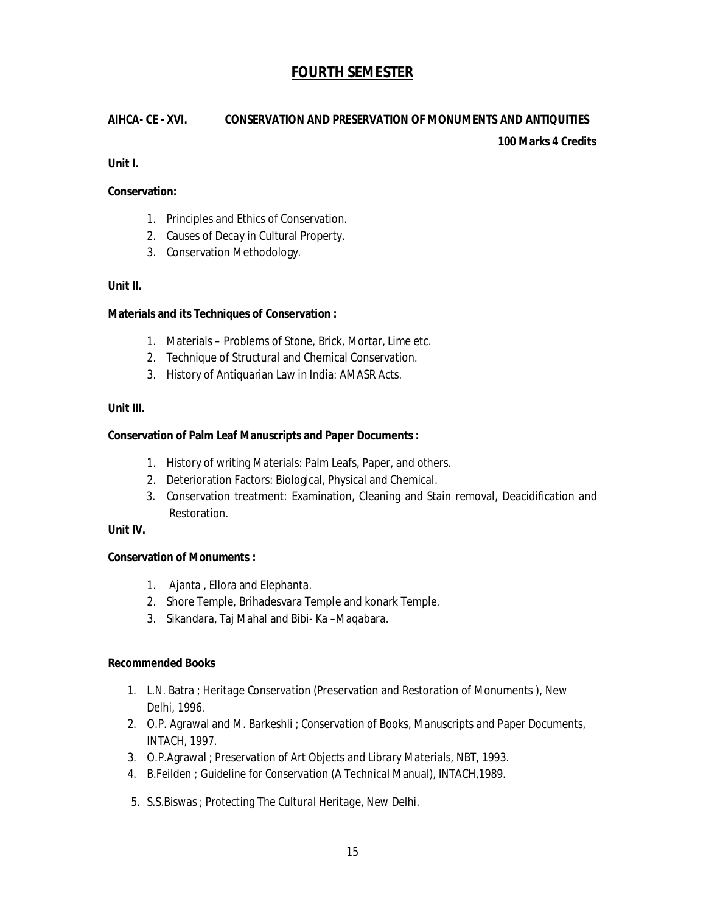# FOURTH SEMESTER

**AIHCA- CE - XVI. CONSERVATION AND PRESERVATION OF MONUMENTS AND ANTIQUITIES**

**100 Marks 4 Credits**

**Unit I.**

**Conservation:**

1. Principles and Ethics of Conservation.
2. Causes of Decay in Cultural Property.
3. Conservation Methodology.

**Unit II.**

**Materials and its Techniques of Conservation :**

1. Materials – Problems of Stone, Brick, Mortar, Lime etc.
2. Technique of Structural and Chemical Conservation.
3. History of Antiquarian Law in India: AMASR Acts.

**Unit III.**

**Conservation of Palm Leaf Manuscripts and Paper Documents :**

1. History of writing Materials: Palm Leafs, Paper, and others.
2. Deterioration Factors: Biological, Physical and Chemical.
3. Conservation treatment: Examination, Cleaning and Stain removal, Deacidification and Restoration.

**Unit IV.**

**Conservation of Monuments :**

1. Ajanta , Ellora and Elephanta.
2. Shore Temple, Brihadesvara Temple and konark Temple.
3. Sikandara, Taj Mahal and Bibi- Ka –Maqabara.

**Recommended Books**

1. L.N. Batra ; *Heritage Conservation (Preservation and Restoration of Monuments )*, New Delhi, 1996.
2. O.P. Agrawal and M. Barkeshli ; *Conservation of Books, Manuscripts and Paper Documents*, INTACH, 1997.
3. O.P.Agrawal ; *Preservation of Art Objects and Library Materials*, NBT, 1993.
4. B.Feilden ; *Guideline for Conservation (A Technical Manual)*, INTACH,1989.
5. S.S.Biswas ; *Protecting The Cultural Heritage*, New Delhi.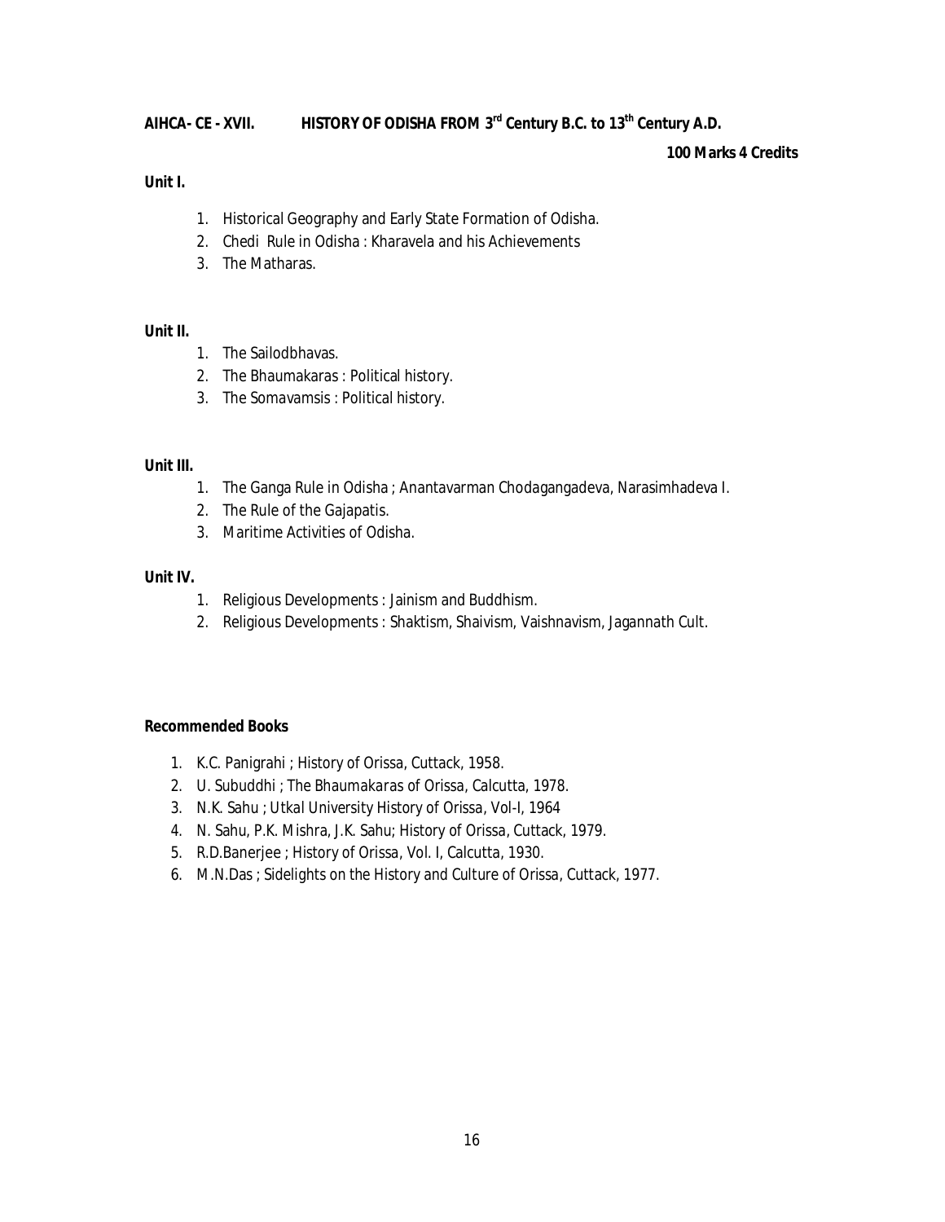**AIHCA- CE - XVII. HISTORY OF ODISHA FROM 3rd Century B.C. to 13th Century A.D.**

**100 Marks 4 Credits**

**Unit I.**

1. Historical Geography and Early State Formation of Odisha.
2. Chedi Rule in Odisha : Kharavela and his Achievements
3. The Matharas.

**Unit II.**

1. The Sailodbhavas.
2. The Bhaumakaras : Political history.
3. The Somavamsis : Political history.

**Unit III.**

1. The Ganga Rule in Odisha ; Anantavarman Chodagangadeva, Narasimhadeva I.
2. The Rule of the Gajapatis.
3. Maritime Activities of Odisha.

**Unit IV.**

1. Religious Developments : Jainism and Buddhism.
2. Religious Developments : Shaktism, Shaivism, Vaishnavism, Jagannath Cult.

**Recommended Books**

1. K.C. Panigrahi ; History of Orissa, Cuttack, 1958.
2. U. Subuddhi ; The Bhaumakaras of Orissa, Calcutta, 1978.
3. N.K. Sahu ; Utkal University History of Orissa, Vol-I, 1964
4. N. Sahu, P.K. Mishra, J.K. Sahu; History of Orissa, Cuttack, 1979.
5. R.D.Banerjee ; History of Orissa, Vol. I, Calcutta, 1930.
6. M.N.Das ; Sidelights on the History and Culture of Orissa, Cuttack, 1977.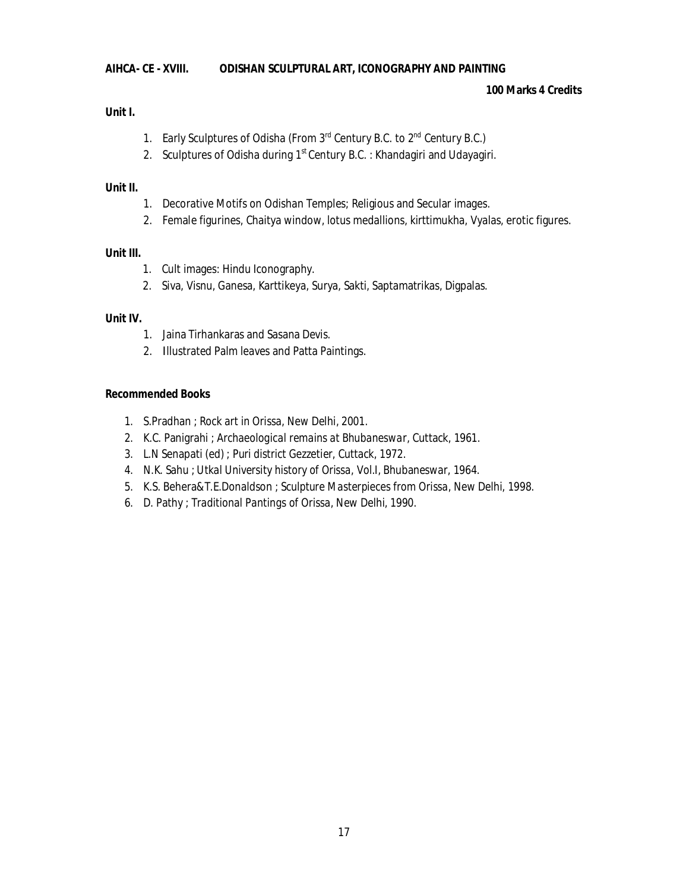**AIHCA- CE - XVIII. ODISHAN SCULPTURAL ART, ICONOGRAPHY AND PAINTING**

**100 Marks 4 Credits**

**Unit I.**

1. Early Sculptures of Odisha (From 3rd Century B.C. to 2nd Century B.C.)
2. Sculptures of Odisha during 1st Century B.C. : Khandagiri and Udayagiri.

**Unit II.**

1. Decorative Motifs on Odishan Temples; Religious and Secular images.
2. Female figurines, Chaitya window, lotus medallions, kirttimukha, Vyalas, erotic figures.

**Unit III.**

1. Cult images: Hindu Iconography.
2. Siva, Visnu, Ganesa, Karttikeya, Surya, Sakti, Saptamatrikas, Digpalas.

**Unit IV.**

1. Jaina Tirhankaras and Sasana Devis.
2. Illustrated Palm leaves and Patta Paintings.

**Recommended Books**

1. S.Pradhan ; *Rock art in Orissa*, New Delhi, 2001.
2. K.C. Panigrahi ; *Archaeological remains at Bhubaneswar*, Cuttack, 1961.
3. L.N Senapati (ed) ; *Puri district Gezzetier*, Cuttack, 1972.
4. N.K. Sahu ; *Utkal University history of Orissa*, Vol.I, Bhubaneswar, 1964.
5. K.S. Behera&T.E.Donaldson ; *Sculpture Masterpieces from Orissa*, New Delhi, 1998.
6. D. Pathy ; *Traditional Pantings of Orissa*, New Delhi, 1990.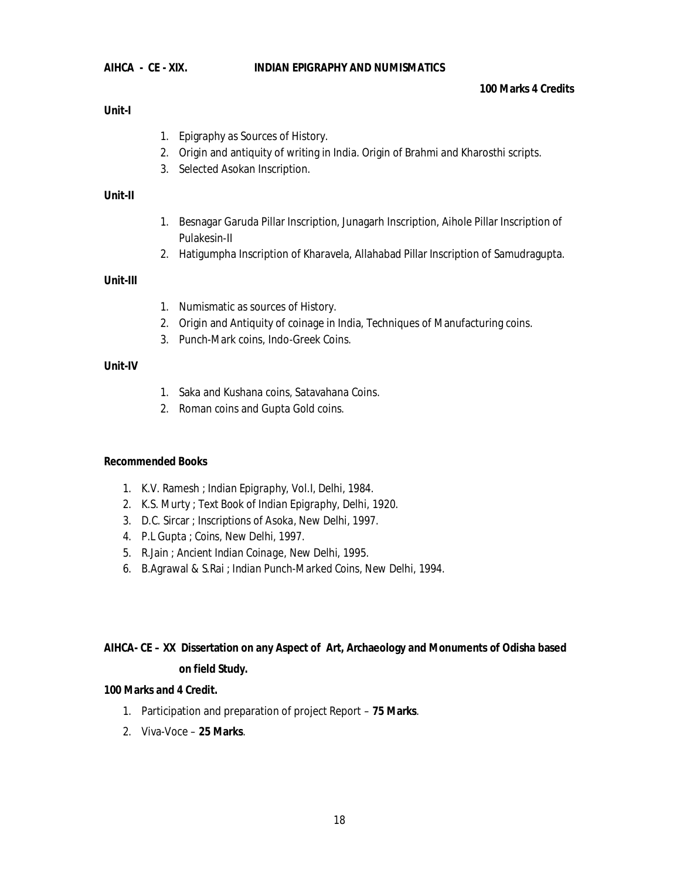**AIHCA - CE - XIX. INDIAN EPIGRAPHY AND NUMISMATICS**

**100 Marks 4 Credits**

**Unit-I**

1. Epigraphy as Sources of History.
2. Origin and antiquity of writing in India. Origin of Brahmi and Kharosthi scripts.
3. Selected Asokan Inscription.

**Unit-II**

1. Besnagar Garuda Pillar Inscription, Junagarh Inscription, Aihole Pillar Inscription of Pulakesin-II
2. Hatigumpha Inscription of Kharavela, Allahabad Pillar Inscription of Samudragupta.

**Unit-III**

1. Numismatic as sources of History.
2. Origin and Antiquity of coinage in India, Techniques of Manufacturing coins.
3. Punch-Mark coins, Indo-Greek Coins.

**Unit-IV**

1. Saka and Kushana coins, Satavahana Coins.
2. Roman coins and Gupta Gold coins.

**Recommended Books**

1. K.V. Ramesh ; Indian Epigraphy, Vol.I, Delhi, 1984.
2. K.S. Murty ; Text Book of Indian Epigraphy, Delhi, 1920.
3. D.C. Sircar ; Inscriptions of Asoka, New Delhi, 1997.
4. P.L Gupta ; Coins, New Delhi, 1997.
5. R.Jain ; Ancient Indian Coinage, New Delhi, 1995.
6. B.Agrawal & S.Rai ; Indian Punch-Marked Coins, New Delhi, 1994.

**AIHCA- CE – XX Dissertation on any Aspect of Art, Archaeology and Monuments of Odisha based on field Study.**

**100 Marks and 4 Credit.**

1. Participation and preparation of project Report – **75 Marks**.
2. Viva-Voce – **25 Marks**.